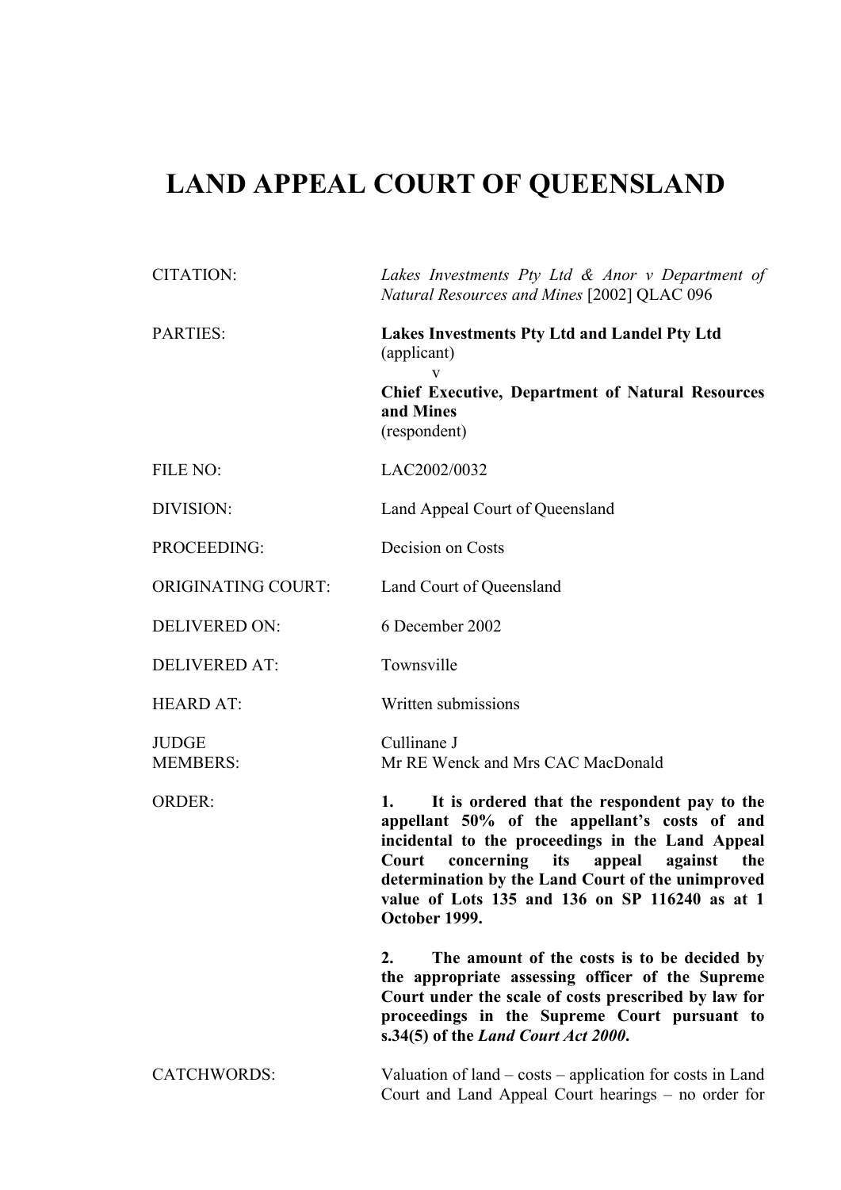# LAND APPEAL COURT OF QUEENSLAND

| | |
|---|---|
| CITATION: | *Lakes Investments Pty Ltd & Anor v Department of Natural Resources and Mines* [2002] QLAC 096 |
| PARTIES: | **Lakes Investments Pty Ltd and Landel Pty Ltd** (applicant) v **Chief Executive, Department of Natural Resources and Mines** (respondent) |
| FILE NO: | LAC2002/0032 |
| DIVISION: | Land Appeal Court of Queensland |
| PROCEEDING: | Decision on Costs |
| ORIGINATING COURT: | Land Court of Queensland |
| DELIVERED ON: | 6 December 2002 |
| DELIVERED AT: | Townsville |
| HEARD AT: | Written submissions |
| JUDGE MEMBERS: | Cullinane J<br>Mr RE Wenck and Mrs CAC MacDonald |
| ORDER: | **1. It is ordered that the respondent pay to the appellant 50% of the appellant's costs of and incidental to the proceedings in the Land Appeal Court concerning its appeal against the determination by the Land Court of the unimproved value of Lots 135 and 136 on SP 116240 as at 1 October 1999.**<br><br>**2. The amount of the costs is to be decided by the appropriate assessing officer of the Supreme Court under the scale of costs prescribed by law for proceedings in the Supreme Court pursuant to s.34(5) of the *Land Court Act 2000*.** |
| CATCHWORDS: | Valuation of land – costs – application for costs in Land Court and Land Appeal Court hearings – no order for |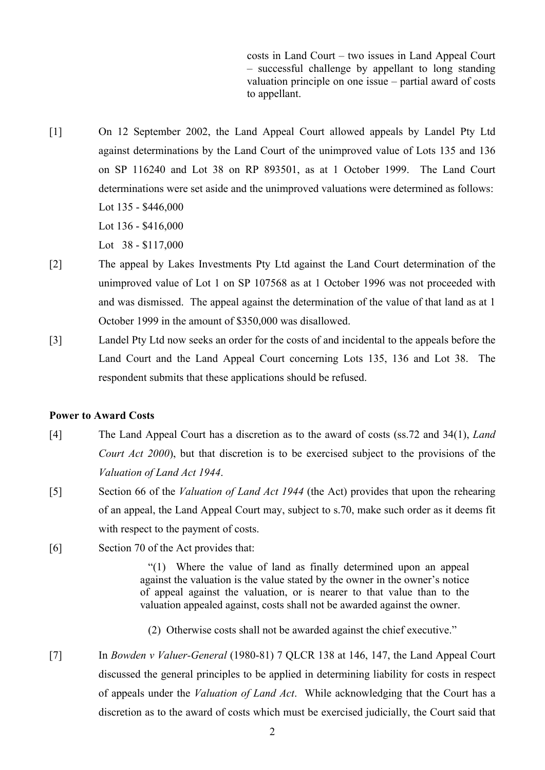costs in Land Court – two issues in Land Appeal Court – successful challenge by appellant to long standing valuation principle on one issue – partial award of costs to appellant.

[1] On 12 September 2002, the Land Appeal Court allowed appeals by Landel Pty Ltd against determinations by the Land Court of the unimproved value of Lots 135 and 136 on SP 116240 and Lot 38 on RP 893501, as at 1 October 1999. The Land Court determinations were set aside and the unimproved valuations were determined as follows:

Lot 135 - $446,000

Lot 136 - $416,000

Lot 38 - $117,000

[2] The appeal by Lakes Investments Pty Ltd against the Land Court determination of the unimproved value of Lot 1 on SP 107568 as at 1 October 1996 was not proceeded with and was dismissed. The appeal against the determination of the value of that land as at 1 October 1999 in the amount of $350,000 was disallowed.

[3] Landel Pty Ltd now seeks an order for the costs of and incidental to the appeals before the Land Court and the Land Appeal Court concerning Lots 135, 136 and Lot 38. The respondent submits that these applications should be refused.

**Power to Award Costs**

[4] The Land Appeal Court has a discretion as to the award of costs (ss.72 and 34(1), *Land Court Act 2000*), but that discretion is to be exercised subject to the provisions of the *Valuation of Land Act 1944*.

[5] Section 66 of the *Valuation of Land Act 1944* (the Act) provides that upon the rehearing of an appeal, the Land Appeal Court may, subject to s.70, make such order as it deems fit with respect to the payment of costs.

[6] Section 70 of the Act provides that:

> "(1) Where the value of land as finally determined upon an appeal against the valuation is the value stated by the owner in the owner's notice of appeal against the valuation, or is nearer to that value than to the valuation appealed against, costs shall not be awarded against the owner.
>
> (2) Otherwise costs shall not be awarded against the chief executive."

[7] In *Bowden v Valuer-General* (1980-81) 7 QLCR 138 at 146, 147, the Land Appeal Court discussed the general principles to be applied in determining liability for costs in respect of appeals under the *Valuation of Land Act*. While acknowledging that the Court has a discretion as to the award of costs which must be exercised judicially, the Court said that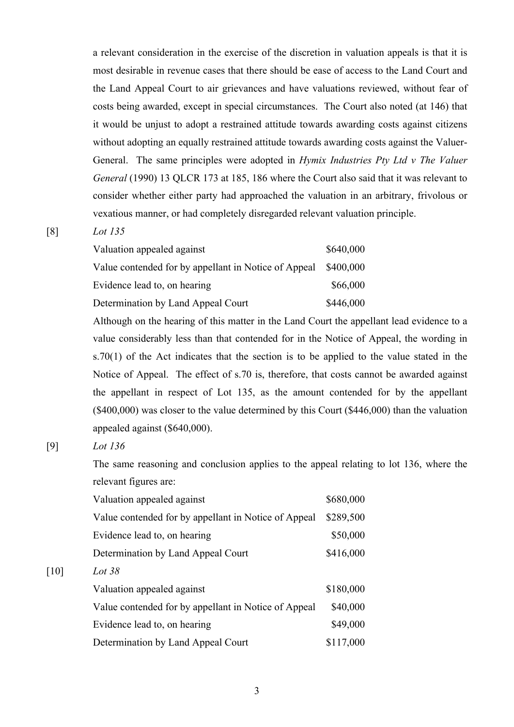a relevant consideration in the exercise of the discretion in valuation appeals is that it is most desirable in revenue cases that there should be ease of access to the Land Court and the Land Appeal Court to air grievances and have valuations reviewed, without fear of costs being awarded, except in special circumstances. The Court also noted (at 146) that it would be unjust to adopt a restrained attitude towards awarding costs against citizens without adopting an equally restrained attitude towards awarding costs against the Valuer-General. The same principles were adopted in *Hymix Industries Pty Ltd v The Valuer General* (1990) 13 QLCR 173 at 185, 186 where the Court also said that it was relevant to consider whether either party had approached the valuation in an arbitrary, frivolous or vexatious manner, or had completely disregarded relevant valuation principle.

[8] *Lot 135*

| | |
|---|---|
| Valuation appealed against | \$640,000 |
| Value contended for by appellant in Notice of Appeal | \$400,000 |
| Evidence lead to, on hearing | \$66,000 |
| Determination by Land Appeal Court | \$446,000 |

Although on the hearing of this matter in the Land Court the appellant lead evidence to a value considerably less than that contended for in the Notice of Appeal, the wording in s.70(1) of the Act indicates that the section is to be applied to the value stated in the Notice of Appeal. The effect of s.70 is, therefore, that costs cannot be awarded against the appellant in respect of Lot 135, as the amount contended for by the appellant (\$400,000) was closer to the value determined by this Court (\$446,000) than the valuation appealed against (\$640,000).

[9] *Lot 136*

The same reasoning and conclusion applies to the appeal relating to lot 136, where the relevant figures are:

| | |
|---|---|
| Valuation appealed against | \$680,000 |
| Value contended for by appellant in Notice of Appeal | \$289,500 |
| Evidence lead to, on hearing | \$50,000 |
| Determination by Land Appeal Court | \$416,000 |

[10] *Lot 38*

| | |
|---|---|
| Valuation appealed against | \$180,000 |
| Value contended for by appellant in Notice of Appeal | \$40,000 |
| Evidence lead to, on hearing | \$49,000 |
| Determination by Land Appeal Court | \$117,000 |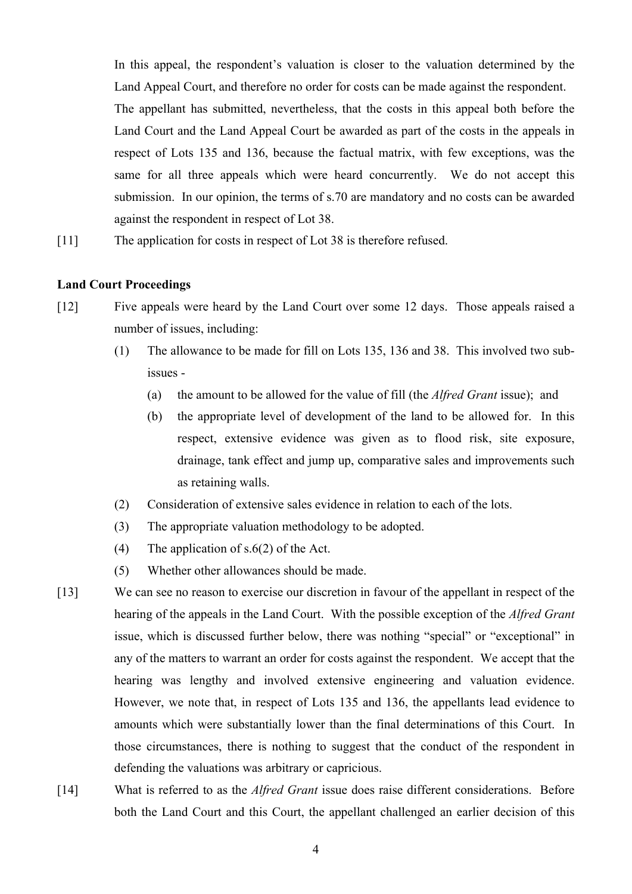In this appeal, the respondent's valuation is closer to the valuation determined by the Land Appeal Court, and therefore no order for costs can be made against the respondent. The appellant has submitted, nevertheless, that the costs in this appeal both before the Land Court and the Land Appeal Court be awarded as part of the costs in the appeals in respect of Lots 135 and 136, because the factual matrix, with few exceptions, was the same for all three appeals which were heard concurrently. We do not accept this submission. In our opinion, the terms of s.70 are mandatory and no costs can be awarded against the respondent in respect of Lot 38.

[11] The application for costs in respect of Lot 38 is therefore refused.

**Land Court Proceedings**

[12] Five appeals were heard by the Land Court over some 12 days. Those appeals raised a number of issues, including:

(1) The allowance to be made for fill on Lots 135, 136 and 38. This involved two sub-issues -

(a) the amount to be allowed for the value of fill (the *Alfred Grant* issue); and

(b) the appropriate level of development of the land to be allowed for. In this respect, extensive evidence was given as to flood risk, site exposure, drainage, tank effect and jump up, comparative sales and improvements such as retaining walls.

(2) Consideration of extensive sales evidence in relation to each of the lots.

(3) The appropriate valuation methodology to be adopted.

(4) The application of s.6(2) of the Act.

(5) Whether other allowances should be made.

[13] We can see no reason to exercise our discretion in favour of the appellant in respect of the hearing of the appeals in the Land Court. With the possible exception of the *Alfred Grant* issue, which is discussed further below, there was nothing "special" or "exceptional" in any of the matters to warrant an order for costs against the respondent. We accept that the hearing was lengthy and involved extensive engineering and valuation evidence. However, we note that, in respect of Lots 135 and 136, the appellants lead evidence to amounts which were substantially lower than the final determinations of this Court. In those circumstances, there is nothing to suggest that the conduct of the respondent in defending the valuations was arbitrary or capricious.

[14] What is referred to as the *Alfred Grant* issue does raise different considerations. Before both the Land Court and this Court, the appellant challenged an earlier decision of this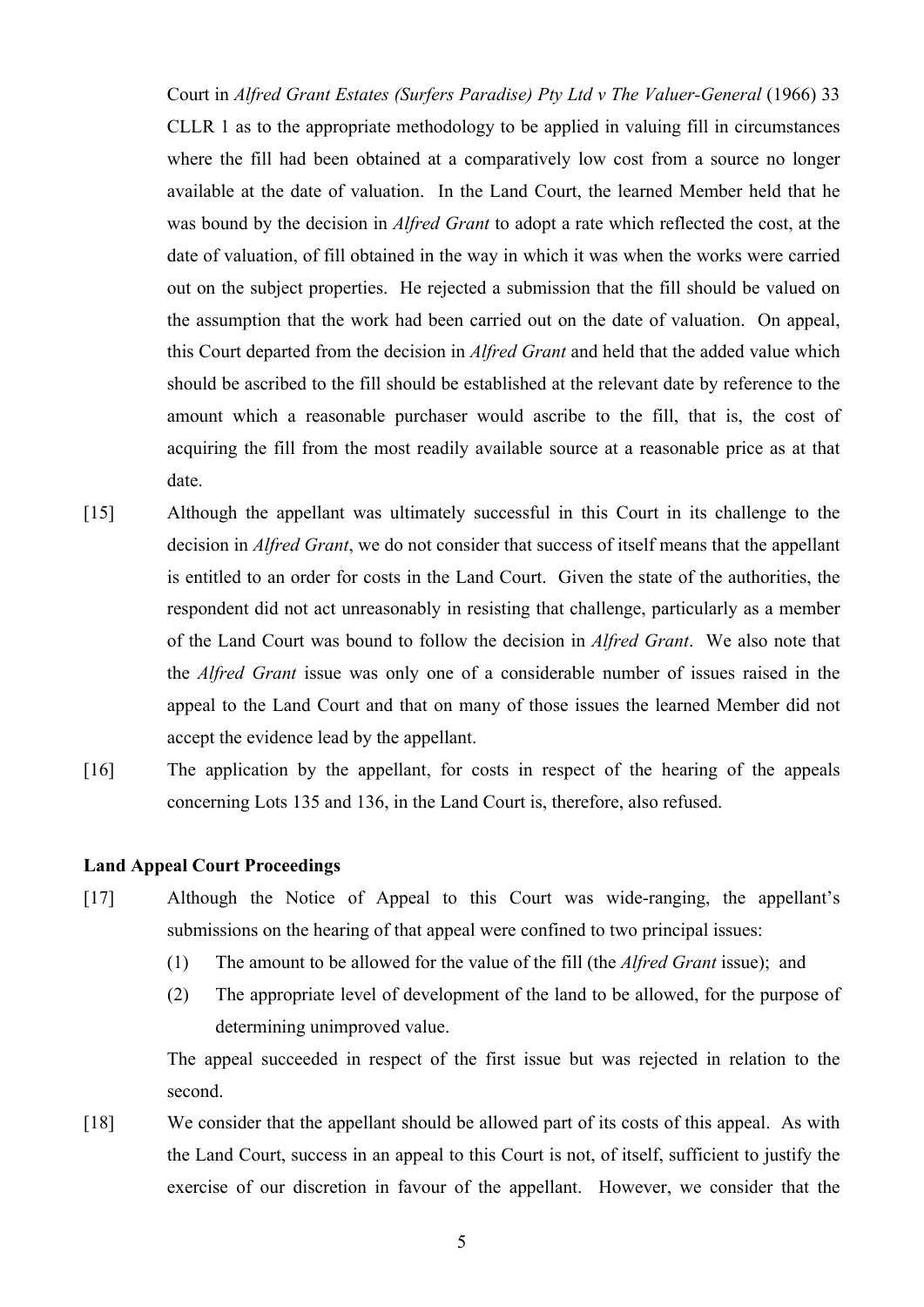Court in *Alfred Grant Estates (Surfers Paradise) Pty Ltd v The Valuer-General* (1966) 33 CLLR 1 as to the appropriate methodology to be applied in valuing fill in circumstances where the fill had been obtained at a comparatively low cost from a source no longer available at the date of valuation. In the Land Court, the learned Member held that he was bound by the decision in *Alfred Grant* to adopt a rate which reflected the cost, at the date of valuation, of fill obtained in the way in which it was when the works were carried out on the subject properties. He rejected a submission that the fill should be valued on the assumption that the work had been carried out on the date of valuation. On appeal, this Court departed from the decision in *Alfred Grant* and held that the added value which should be ascribed to the fill should be established at the relevant date by reference to the amount which a reasonable purchaser would ascribe to the fill, that is, the cost of acquiring the fill from the most readily available source at a reasonable price as at that date.

[15] Although the appellant was ultimately successful in this Court in its challenge to the decision in *Alfred Grant*, we do not consider that success of itself means that the appellant is entitled to an order for costs in the Land Court. Given the state of the authorities, the respondent did not act unreasonably in resisting that challenge, particularly as a member of the Land Court was bound to follow the decision in *Alfred Grant*. We also note that the *Alfred Grant* issue was only one of a considerable number of issues raised in the appeal to the Land Court and that on many of those issues the learned Member did not accept the evidence lead by the appellant.

[16] The application by the appellant, for costs in respect of the hearing of the appeals concerning Lots 135 and 136, in the Land Court is, therefore, also refused.

**Land Appeal Court Proceedings**

[17] Although the Notice of Appeal to this Court was wide-ranging, the appellant's submissions on the hearing of that appeal were confined to two principal issues:

(1) The amount to be allowed for the value of the fill (the *Alfred Grant* issue); and

(2) The appropriate level of development of the land to be allowed, for the purpose of determining unimproved value.

The appeal succeeded in respect of the first issue but was rejected in relation to the second.

[18] We consider that the appellant should be allowed part of its costs of this appeal. As with the Land Court, success in an appeal to this Court is not, of itself, sufficient to justify the exercise of our discretion in favour of the appellant. However, we consider that the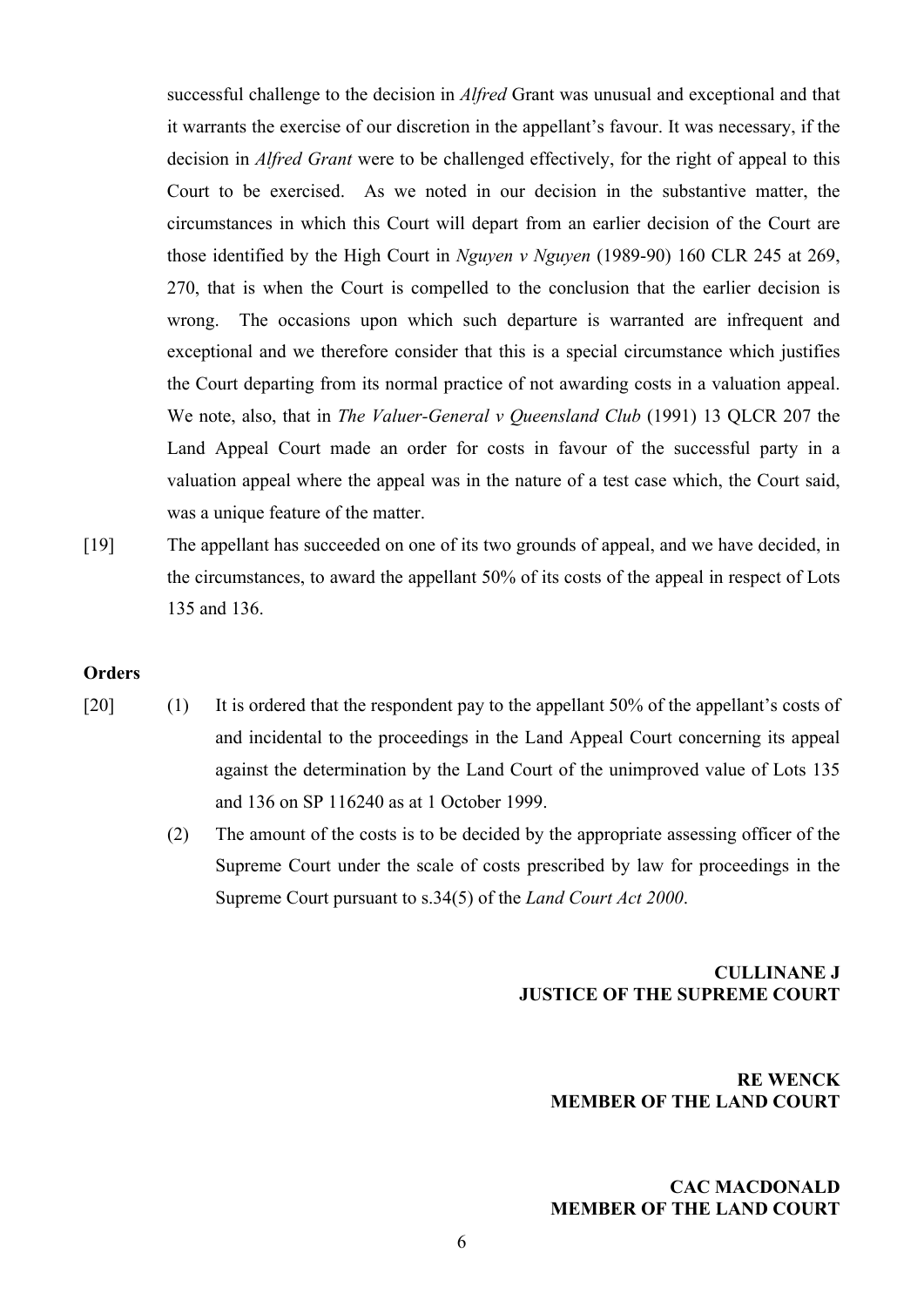successful challenge to the decision in *Alfred* Grant was unusual and exceptional and that it warrants the exercise of our discretion in the appellant's favour. It was necessary, if the decision in *Alfred Grant* were to be challenged effectively, for the right of appeal to this Court to be exercised. As we noted in our decision in the substantive matter, the circumstances in which this Court will depart from an earlier decision of the Court are those identified by the High Court in *Nguyen v Nguyen* (1989-90) 160 CLR 245 at 269, 270, that is when the Court is compelled to the conclusion that the earlier decision is wrong. The occasions upon which such departure is warranted are infrequent and exceptional and we therefore consider that this is a special circumstance which justifies the Court departing from its normal practice of not awarding costs in a valuation appeal. We note, also, that in *The Valuer-General v Queensland Club* (1991) 13 QLCR 207 the Land Appeal Court made an order for costs in favour of the successful party in a valuation appeal where the appeal was in the nature of a test case which, the Court said, was a unique feature of the matter.

[19] The appellant has succeeded on one of its two grounds of appeal, and we have decided, in the circumstances, to award the appellant 50% of its costs of the appeal in respect of Lots 135 and 136.

**Orders**

[20] (1) It is ordered that the respondent pay to the appellant 50% of the appellant's costs of and incidental to the proceedings in the Land Appeal Court concerning its appeal against the determination by the Land Court of the unimproved value of Lots 135 and 136 on SP 116240 as at 1 October 1999.

(2) The amount of the costs is to be decided by the appropriate assessing officer of the Supreme Court under the scale of costs prescribed by law for proceedings in the Supreme Court pursuant to s.34(5) of the *Land Court Act 2000*.

**CULLINANE J**
**JUSTICE OF THE SUPREME COURT**

**RE WENCK**
**MEMBER OF THE LAND COURT**

**CAC MACDONALD**
**MEMBER OF THE LAND COURT**